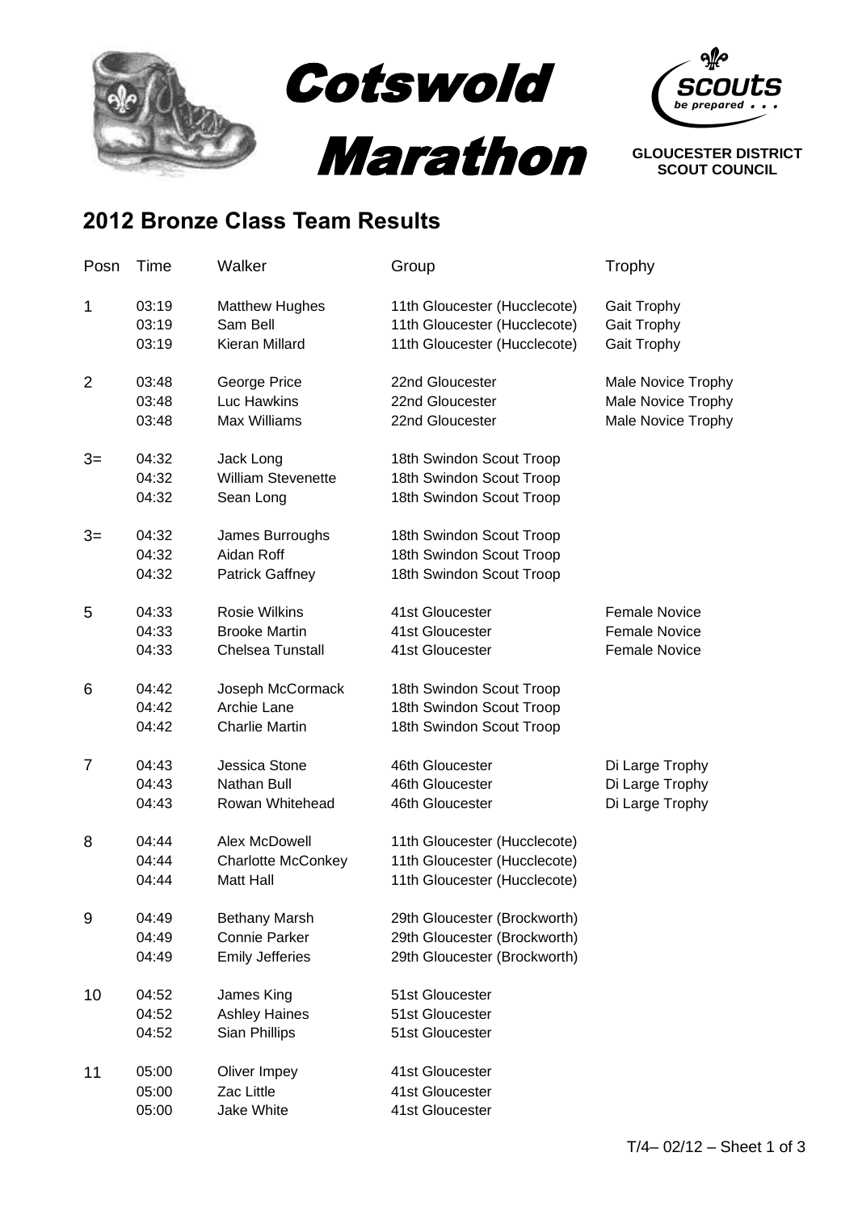# Cotswold Marathon

**GLOUCESTER DISTRICT SCOUT COUNCIL**

## 2012 Bronze Class Team Results

| Posn | Time | Walker | Group | Trophy |
| --- | --- | --- | --- | --- |
| 1 | 03:19 | Matthew Hughes | 11th Gloucester (Hucclecote) | Gait Trophy |
| | 03:19 | Sam Bell | 11th Gloucester (Hucclecote) | Gait Trophy |
| | 03:19 | Kieran Millard | 11th Gloucester (Hucclecote) | Gait Trophy |
| 2 | 03:48 | George Price | 22nd Gloucester | Male Novice Trophy |
| | 03:48 | Luc Hawkins | 22nd Gloucester | Male Novice Trophy |
| | 03:48 | Max Williams | 22nd Gloucester | Male Novice Trophy |
| 3= | 04:32 | Jack Long | 18th Swindon Scout Troop | |
| | 04:32 | William Stevenette | 18th Swindon Scout Troop | |
| | 04:32 | Sean Long | 18th Swindon Scout Troop | |
| 3= | 04:32 | James Burroughs | 18th Swindon Scout Troop | |
| | 04:32 | Aidan Roff | 18th Swindon Scout Troop | |
| | 04:32 | Patrick Gaffney | 18th Swindon Scout Troop | |
| 5 | 04:33 | Rosie Wilkins | 41st Gloucester | Female Novice |
| | 04:33 | Brooke Martin | 41st Gloucester | Female Novice |
| | 04:33 | Chelsea Tunstall | 41st Gloucester | Female Novice |
| 6 | 04:42 | Joseph McCormack | 18th Swindon Scout Troop | |
| | 04:42 | Archie Lane | 18th Swindon Scout Troop | |
| | 04:42 | Charlie Martin | 18th Swindon Scout Troop | |
| 7 | 04:43 | Jessica Stone | 46th Gloucester | Di Large Trophy |
| | 04:43 | Nathan Bull | 46th Gloucester | Di Large Trophy |
| | 04:43 | Rowan Whitehead | 46th Gloucester | Di Large Trophy |
| 8 | 04:44 | Alex McDowell | 11th Gloucester (Hucclecote) | |
| | 04:44 | Charlotte McConkey | 11th Gloucester (Hucclecote) | |
| | 04:44 | Matt Hall | 11th Gloucester (Hucclecote) | |
| 9 | 04:49 | Bethany Marsh | 29th Gloucester (Brockworth) | |
| | 04:49 | Connie Parker | 29th Gloucester (Brockworth) | |
| | 04:49 | Emily Jefferies | 29th Gloucester (Brockworth) | |
| 10 | 04:52 | James King | 51st Gloucester | |
| | 04:52 | Ashley Haines | 51st Gloucester | |
| | 04:52 | Sian Phillips | 51st Gloucester | |
| 11 | 05:00 | Oliver Impey | 41st Gloucester | |
| | 05:00 | Zac Little | 41st Gloucester | |
| | 05:00 | Jake White | 41st Gloucester | |

T/4– 02/12 – Sheet 1 of 3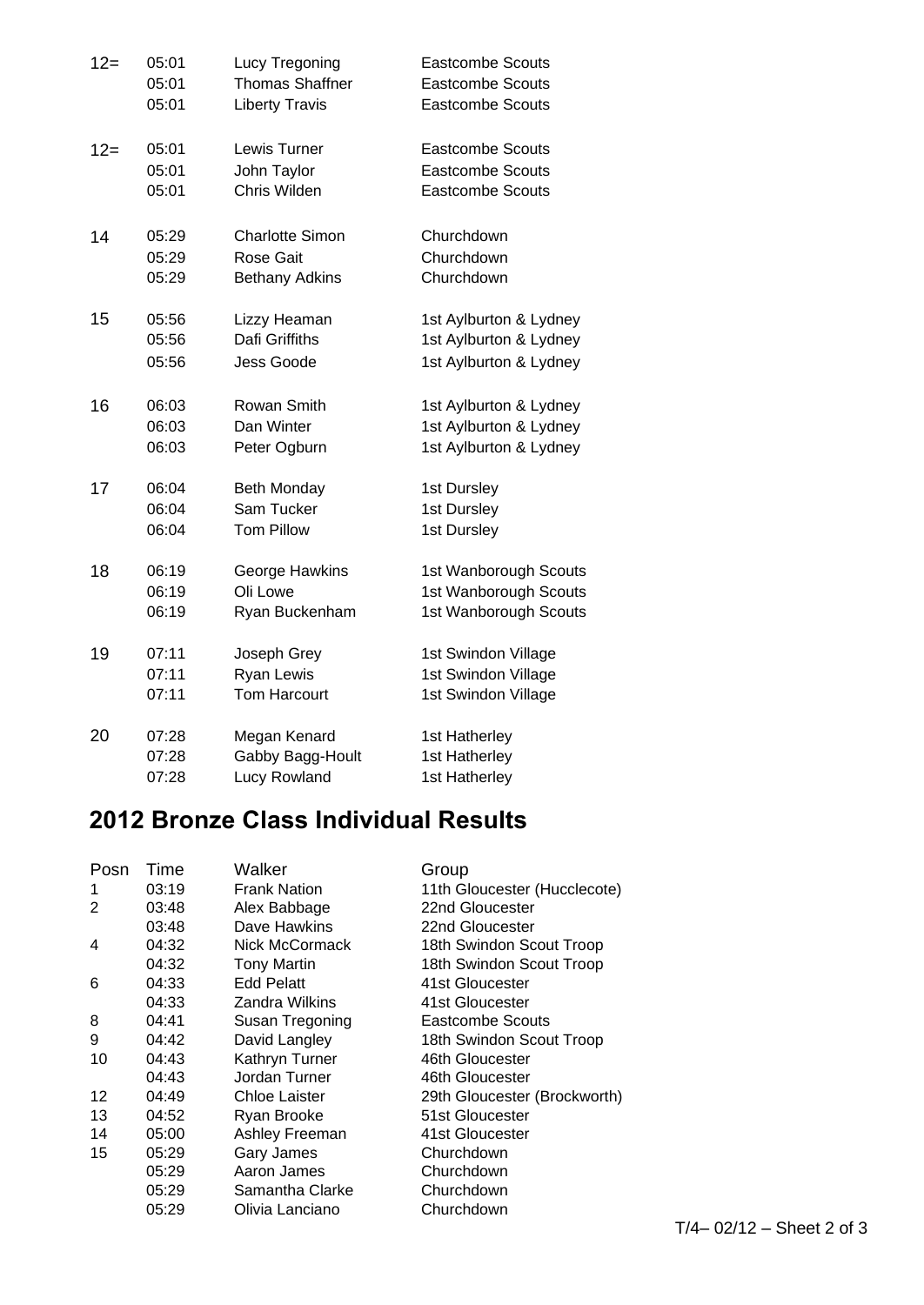| | | | |
|---|---|---|---|
| 12= | 05:01 | Lucy Tregoning | Eastcombe Scouts |
| | 05:01 | Thomas Shaffner | Eastcombe Scouts |
| | 05:01 | Liberty Travis | Eastcombe Scouts |
| 12= | 05:01 | Lewis Turner | Eastcombe Scouts |
| | 05:01 | John Taylor | Eastcombe Scouts |
| | 05:01 | Chris Wilden | Eastcombe Scouts |
| 14 | 05:29 | Charlotte Simon | Churchdown |
| | 05:29 | Rose Gait | Churchdown |
| | 05:29 | Bethany Adkins | Churchdown |
| 15 | 05:56 | Lizzy Heaman | 1st Aylburton & Lydney |
| | 05:56 | Dafi Griffiths | 1st Aylburton & Lydney |
| | 05:56 | Jess Goode | 1st Aylburton & Lydney |
| 16 | 06:03 | Rowan Smith | 1st Aylburton & Lydney |
| | 06:03 | Dan Winter | 1st Aylburton & Lydney |
| | 06:03 | Peter Ogburn | 1st Aylburton & Lydney |
| 17 | 06:04 | Beth Monday | 1st Dursley |
| | 06:04 | Sam Tucker | 1st Dursley |
| | 06:04 | Tom Pillow | 1st Dursley |
| 18 | 06:19 | George Hawkins | 1st Wanborough Scouts |
| | 06:19 | Oli Lowe | 1st Wanborough Scouts |
| | 06:19 | Ryan Buckenham | 1st Wanborough Scouts |
| 19 | 07:11 | Joseph Grey | 1st Swindon Village |
| | 07:11 | Ryan Lewis | 1st Swindon Village |
| | 07:11 | Tom Harcourt | 1st Swindon Village |
| 20 | 07:28 | Megan Kenard | 1st Hatherley |
| | 07:28 | Gabby Bagg-Hoult | 1st Hatherley |
| | 07:28 | Lucy Rowland | 1st Hatherley |

## 2012 Bronze Class Individual Results

| Posn | Time | Walker | Group |
|---|---|---|---|
| 1 | 03:19 | Frank Nation | 11th Gloucester (Hucclecote) |
| 2 | 03:48 | Alex Babbage | 22nd Gloucester |
| | 03:48 | Dave Hawkins | 22nd Gloucester |
| 4 | 04:32 | Nick McCormack | 18th Swindon Scout Troop |
| | 04:32 | Tony Martin | 18th Swindon Scout Troop |
| 6 | 04:33 | Edd Pelatt | 41st Gloucester |
| | 04:33 | Zandra Wilkins | 41st Gloucester |
| 8 | 04:41 | Susan Tregoning | Eastcombe Scouts |
| 9 | 04:42 | David Langley | 18th Swindon Scout Troop |
| 10 | 04:43 | Kathryn Turner | 46th Gloucester |
| | 04:43 | Jordan Turner | 46th Gloucester |
| 12 | 04:49 | Chloe Laister | 29th Gloucester (Brockworth) |
| 13 | 04:52 | Ryan Brooke | 51st Gloucester |
| 14 | 05:00 | Ashley Freeman | 41st Gloucester |
| 15 | 05:29 | Gary James | Churchdown |
| | 05:29 | Aaron James | Churchdown |
| | 05:29 | Samantha Clarke | Churchdown |
| | 05:29 | Olivia Lanciano | Churchdown |

T/4– 02/12 – Sheet 2 of 3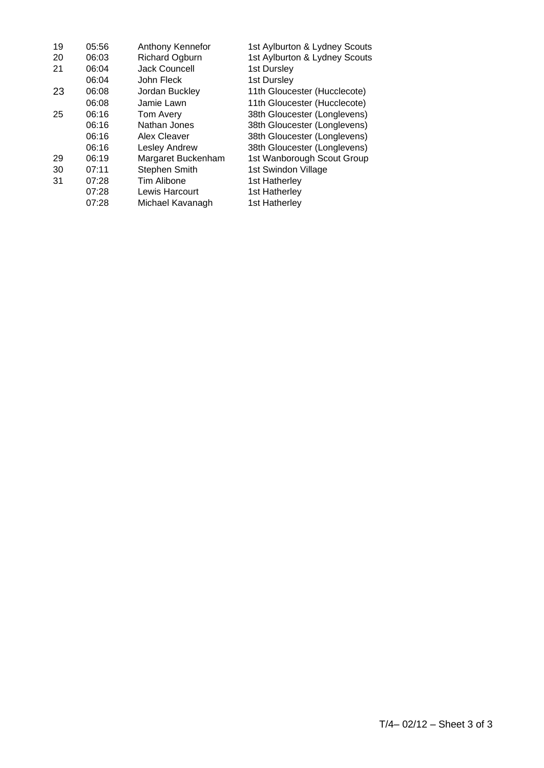| | | | |
|---|---|---|---|
| 19 | 05:56 | Anthony Kennefor | 1st Aylburton & Lydney Scouts |
| 20 | 06:03 | Richard Ogburn | 1st Aylburton & Lydney Scouts |
| 21 | 06:04 | Jack Councell | 1st Dursley |
| | 06:04 | John Fleck | 1st Dursley |
| 23 | 06:08 | Jordan Buckley | 11th Gloucester (Hucclecote) |
| | 06:08 | Jamie Lawn | 11th Gloucester (Hucclecote) |
| 25 | 06:16 | Tom Avery | 38th Gloucester (Longlevens) |
| | 06:16 | Nathan Jones | 38th Gloucester (Longlevens) |
| | 06:16 | Alex Cleaver | 38th Gloucester (Longlevens) |
| | 06:16 | Lesley Andrew | 38th Gloucester (Longlevens) |
| 29 | 06:19 | Margaret Buckenham | 1st Wanborough Scout Group |
| 30 | 07:11 | Stephen Smith | 1st Swindon Village |
| 31 | 07:28 | Tim Alibone | 1st Hatherley |
| | 07:28 | Lewis Harcourt | 1st Hatherley |
| | 07:28 | Michael Kavanagh | 1st Hatherley |

T/4– 02/12 – Sheet 3 of 3